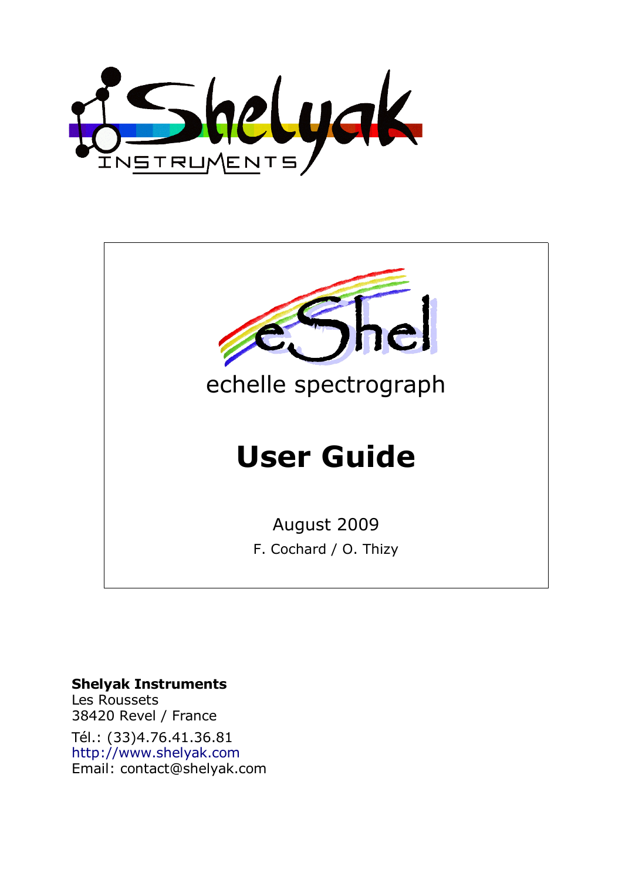Shelyak INSTRUMENTS

eShel

echelle spectrograph

# User Guide

August 2009

F. Cochard / O. Thizy

**Shelyak Instruments**
Les Roussets
38420 Revel / France

Tél.: (33)4.76.41.36.81
http://www.shelyak.com
Email: contact@shelyak.com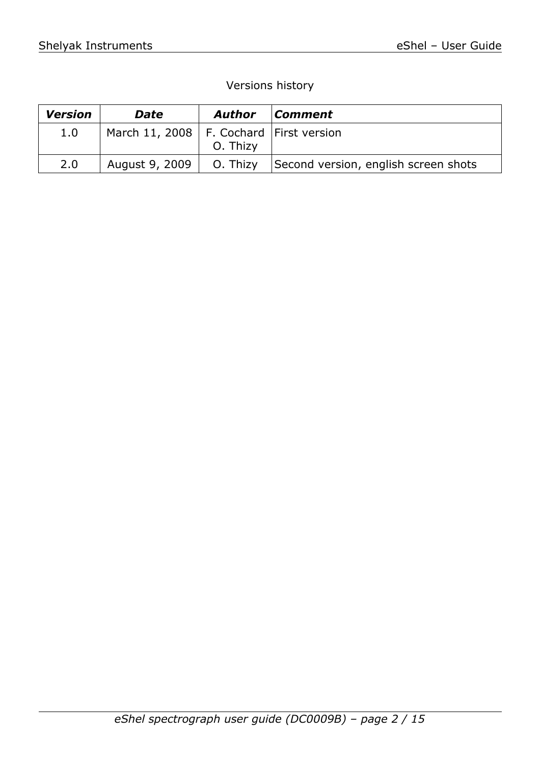Versions history

| *Version* | *Date* | *Author* | *Comment* |
|---|---|---|---|
| 1.0 | March 11, 2008 | F. Cochard<br>O. Thizy | First version |
| 2.0 | August 9, 2009 | O. Thizy | Second version, english screen shots |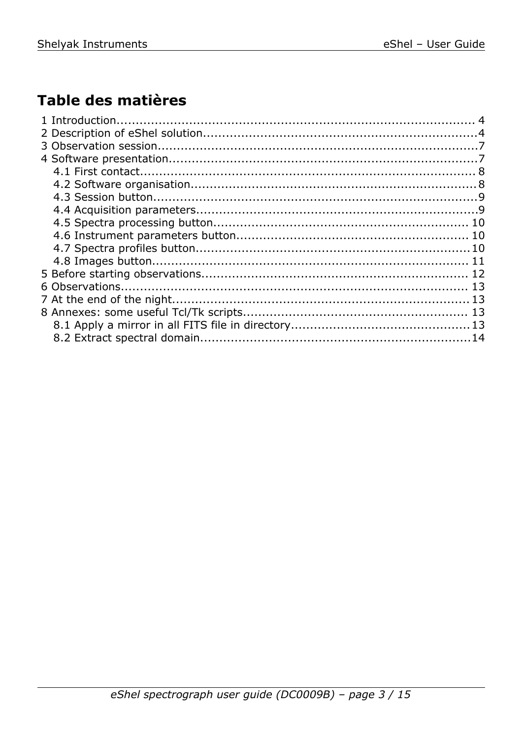# Table des matières

1 Introduction........................................................................................ 4
2 Description of eShel solution......................................................................4
3 Observation session..................................................................................7
4 Software presentation................................................................................7
   4.1 First contact........................................................................................ 8
   4.2 Software organisation...........................................................................8
   4.3 Session button.....................................................................................9
   4.4 Acquisition parameters..........................................................................9
   4.5 Spectra processing button.................................................................. 10
   4.6 Instrument parameters button............................................................. 10
   4.7 Spectra profiles button.......................................................................10
   4.8 Images button.................................................................................. 11
5 Before starting observations..................................................................... 12
6 Observations.......................................................................................... 13
7 At the end of the night............................................................................13
8 Annexes: some useful Tcl/Tk scripts.......................................................... 13
   8.1 Apply a mirror in all FITS file in directory..............................................13
   8.2 Extract spectral domain......................................................................14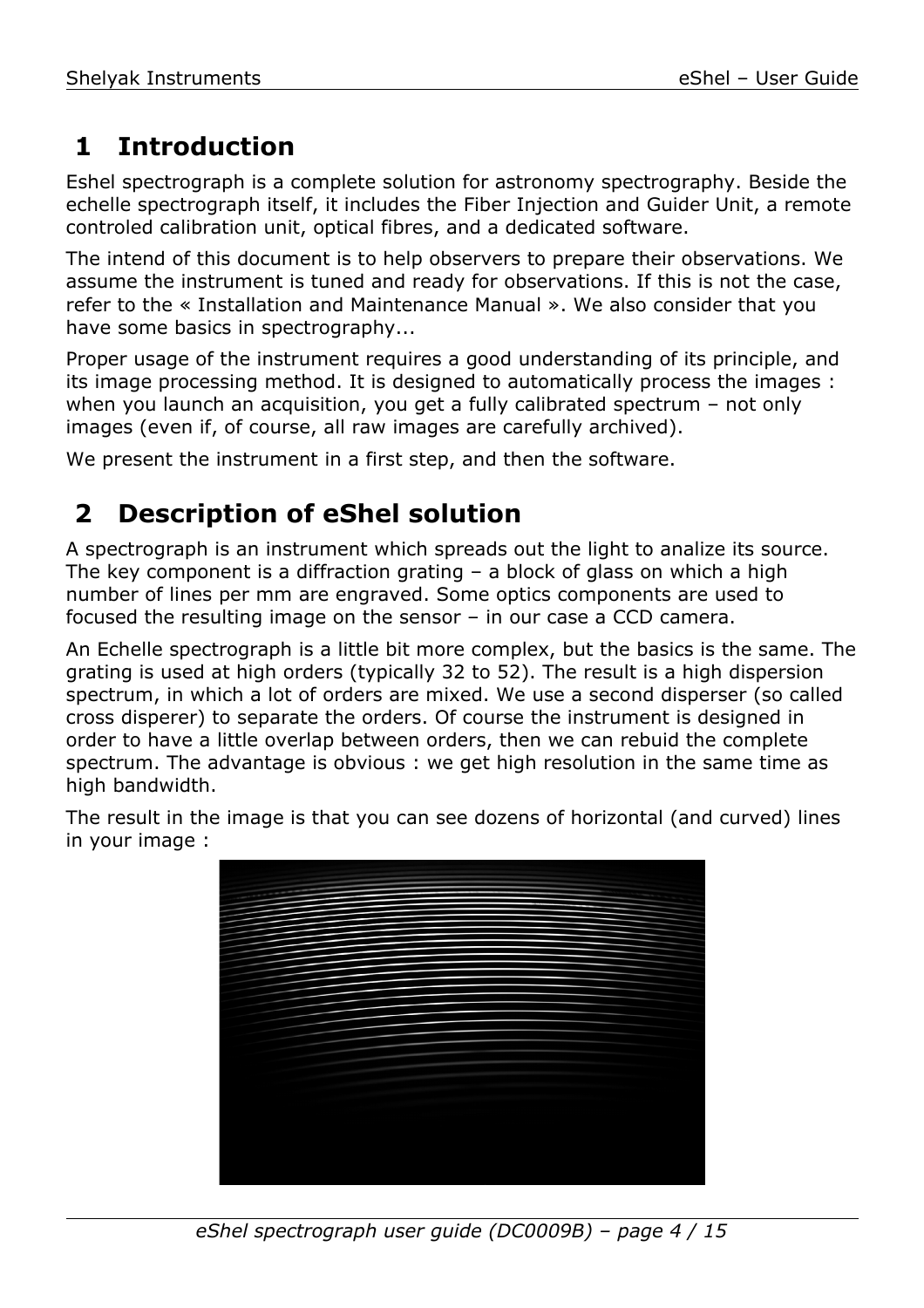# 1 Introduction

Eshel spectrograph is a complete solution for astronomy spectrography. Beside the echelle spectrograph itself, it includes the Fiber Injection and Guider Unit, a remote controled calibration unit, optical fibres, and a dedicated software.

The intend of this document is to help observers to prepare their observations. We assume the instrument is tuned and ready for observations. If this is not the case, refer to the « Installation and Maintenance Manual ». We also consider that you have some basics in spectrography...

Proper usage of the instrument requires a good understanding of its principle, and its image processing method. It is designed to automatically process the images : when you launch an acquisition, you get a fully calibrated spectrum – not only images (even if, of course, all raw images are carefully archived).

We present the instrument in a first step, and then the software.

# 2 Description of eShel solution

A spectrograph is an instrument which spreads out the light to analize its source. The key component is a diffraction grating – a block of glass on which a high number of lines per mm are engraved. Some optics components are used to focused the resulting image on the sensor – in our case a CCD camera.

An Echelle spectrograph is a little bit more complex, but the basics is the same. The grating is used at high orders (typically 32 to 52). The result is a high dispersion spectrum, in which a lot of orders are mixed. We use a second disperser (so called cross disperer) to separate the orders. Of course the instrument is designed in order to have a little overlap between orders, then we can rebuid the complete spectrum. The advantage is obvious : we get high resolution in the same time as high bandwidth.

The result in the image is that you can see dozens of horizontal (and curved) lines in your image :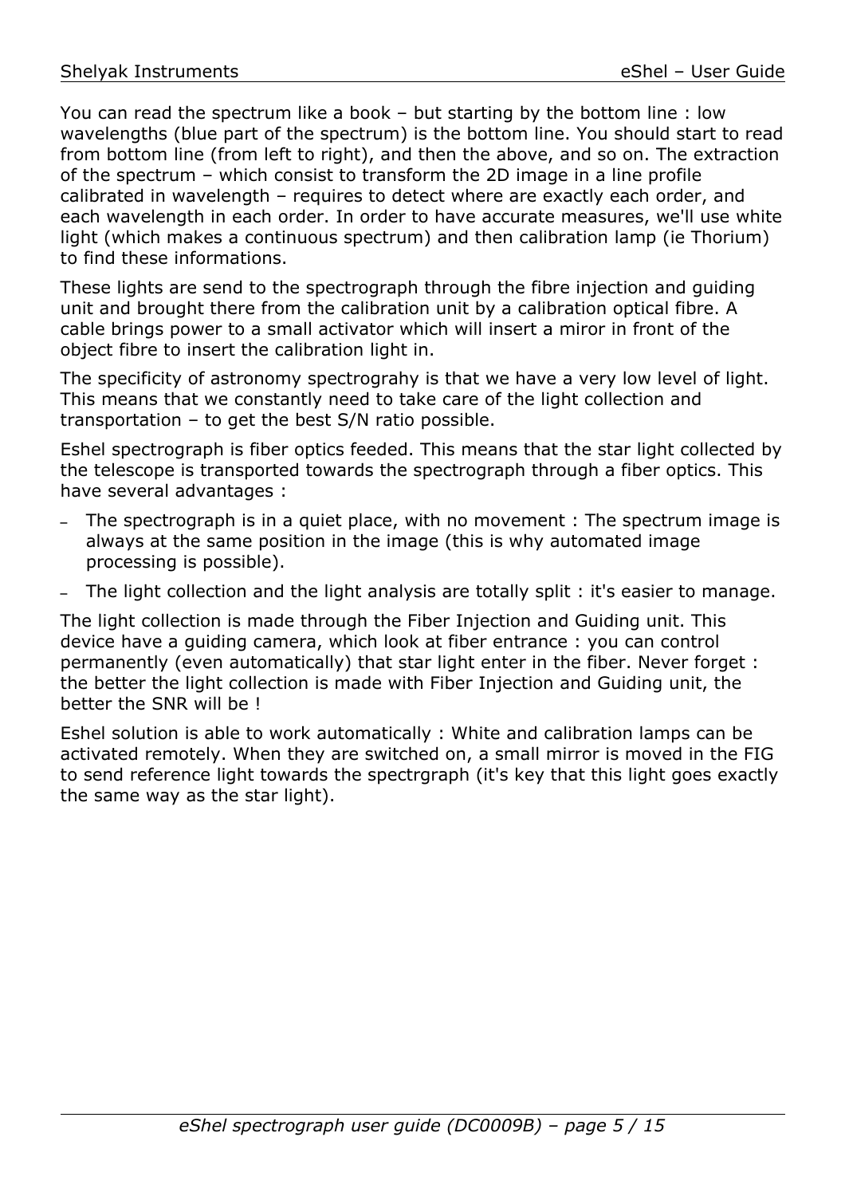You can read the spectrum like a book – but starting by the bottom line : low wavelengths (blue part of the spectrum) is the bottom line. You should start to read from bottom line (from left to right), and then the above, and so on. The extraction of the spectrum – which consist to transform the 2D image in a line profile calibrated in wavelength – requires to detect where are exactly each order, and each wavelength in each order. In order to have accurate measures, we'll use white light (which makes a continuous spectrum) and then calibration lamp (ie Thorium) to find these informations.

These lights are send to the spectrograph through the fibre injection and guiding unit and brought there from the calibration unit by a calibration optical fibre. A cable brings power to a small activator which will insert a miror in front of the object fibre to insert the calibration light in.

The specificity of astronomy spectrograhy is that we have a very low level of light. This means that we constantly need to take care of the light collection and transportation – to get the best S/N ratio possible.

Eshel spectrograph is fiber optics feeded. This means that the star light collected by the telescope is transported towards the spectrograph through a fiber optics. This have several advantages :

- The spectrograph is in a quiet place, with no movement : The spectrum image is always at the same position in the image (this is why automated image processing is possible).
- The light collection and the light analysis are totally split : it's easier to manage.

The light collection is made through the Fiber Injection and Guiding unit. This device have a guiding camera, which look at fiber entrance : you can control permanently (even automatically) that star light enter in the fiber. Never forget : the better the light collection is made with Fiber Injection and Guiding unit, the better the SNR will be !

Eshel solution is able to work automatically : White and calibration lamps can be activated remotely. When they are switched on, a small mirror is moved in the FIG to send reference light towards the spectrgraph (it's key that this light goes exactly the same way as the star light).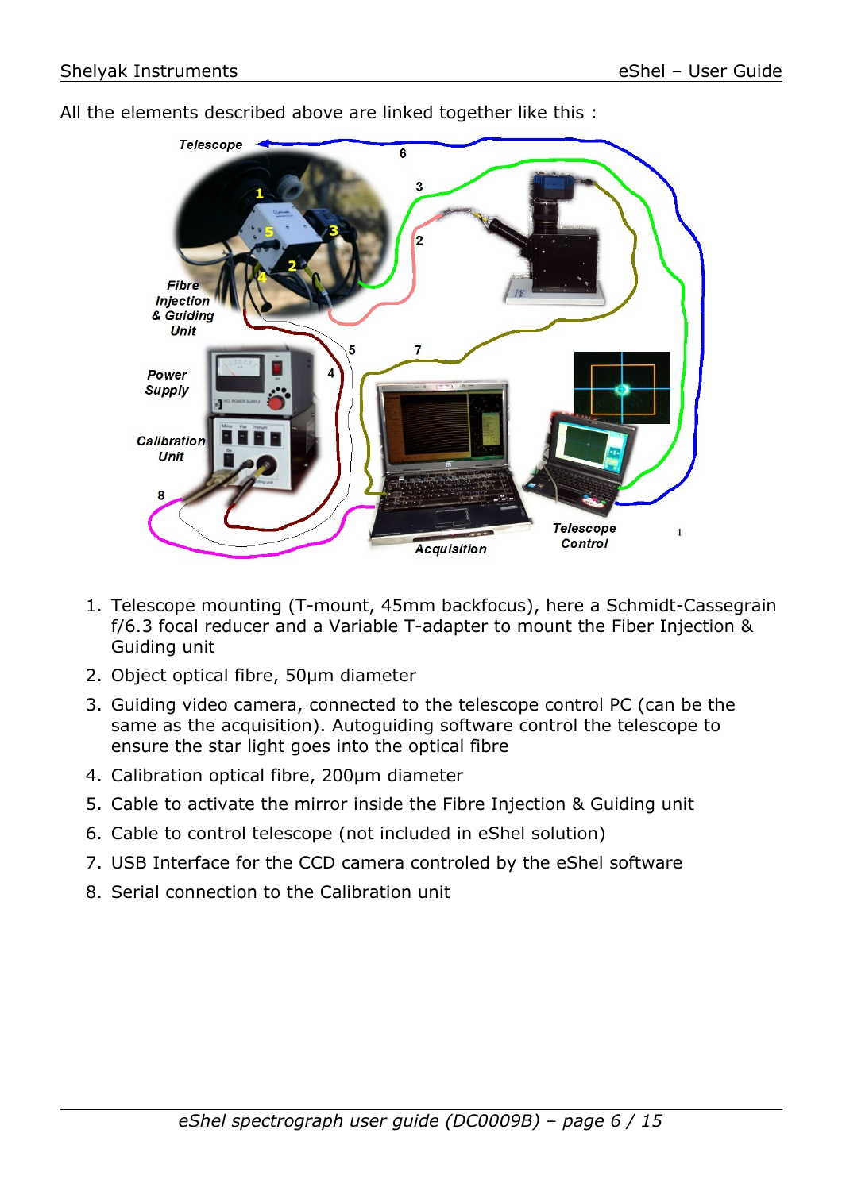All the elements described above are linked together like this :

1. Telescope mounting (T-mount, 45mm backfocus), here a Schmidt-Cassegrain f/6.3 focal reducer and a Variable T-adapter to mount the Fiber Injection & Guiding unit
2. Object optical fibre, 50µm diameter
3. Guiding video camera, connected to the telescope control PC (can be the same as the acquisition). Autoguiding software control the telescope to ensure the star light goes into the optical fibre
4. Calibration optical fibre, 200µm diameter
5. Cable to activate the mirror inside the Fibre Injection & Guiding unit
6. Cable to control telescope (not included in eShel solution)
7. USB Interface for the CCD camera controled by the eShel software
8. Serial connection to the Calibration unit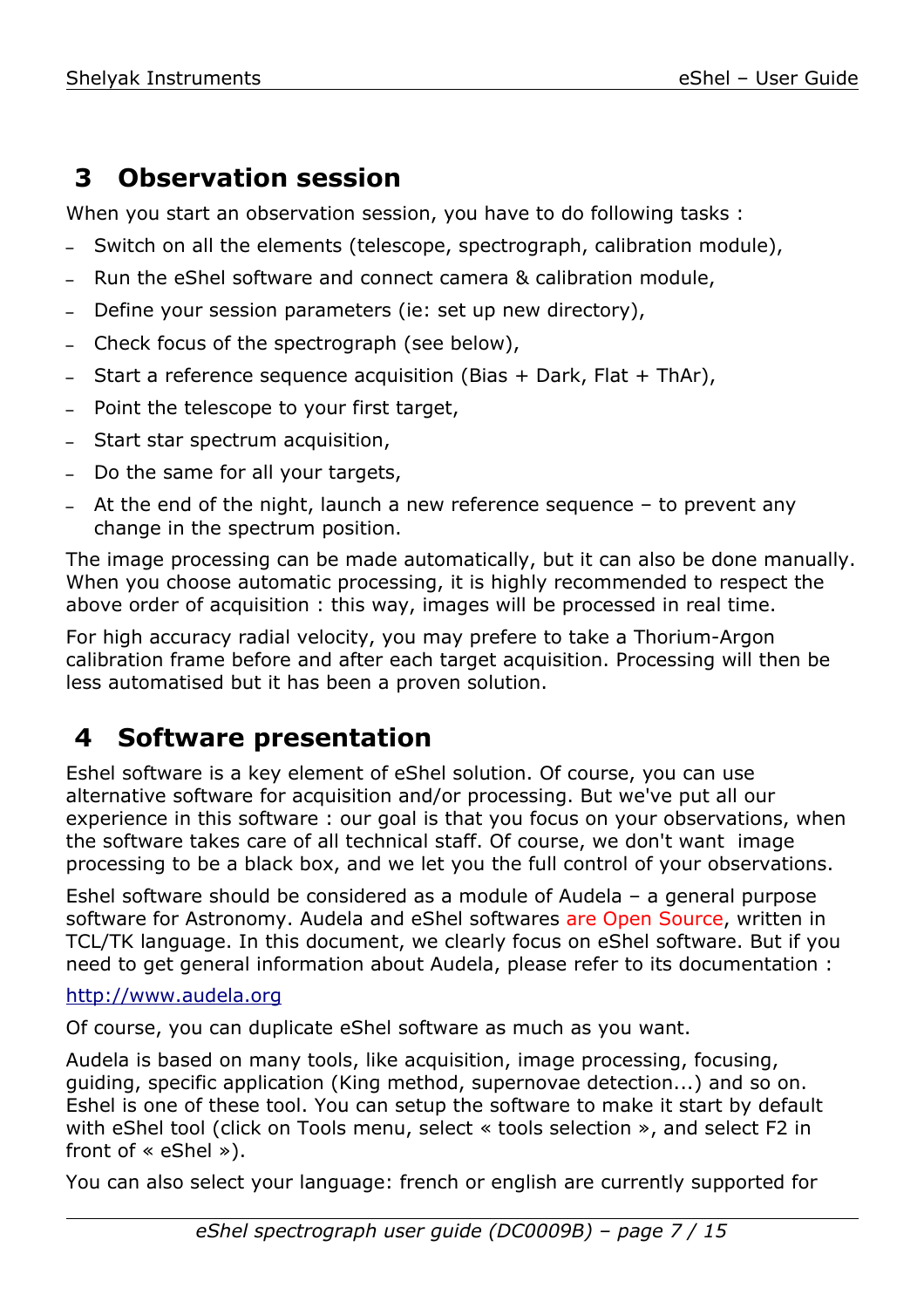## 3 Observation session

When you start an observation session, you have to do following tasks :

- Switch on all the elements (telescope, spectrograph, calibration module),
- Run the eShel software and connect camera & calibration module,
- Define your session parameters (ie: set up new directory),
- Check focus of the spectrograph (see below),
- Start a reference sequence acquisition (Bias + Dark, Flat + ThAr),
- Point the telescope to your first target,
- Start star spectrum acquisition,
- Do the same for all your targets,
- At the end of the night, launch a new reference sequence – to prevent any change in the spectrum position.

The image processing can be made automatically, but it can also be done manually. When you choose automatic processing, it is highly recommended to respect the above order of acquisition : this way, images will be processed in real time.

For high accuracy radial velocity, you may prefere to take a Thorium-Argon calibration frame before and after each target acquisition. Processing will then be less automatised but it has been a proven solution.

## 4 Software presentation

Eshel software is a key element of eShel solution. Of course, you can use alternative software for acquisition and/or processing. But we've put all our experience in this software : our goal is that you focus on your observations, when the software takes care of all technical staff. Of course, we don't want image processing to be a black box, and we let you the full control of your observations.

Eshel software should be considered as a module of Audela – a general purpose software for Astronomy. Audela and eShel softwares are Open Source, written in TCL/TK language. In this document, we clearly focus on eShel software. But if you need to get general information about Audela, please refer to its documentation :

http://www.audela.org

Of course, you can duplicate eShel software as much as you want.

Audela is based on many tools, like acquisition, image processing, focusing, guiding, specific application (King method, supernovae detection...) and so on. Eshel is one of these tool. You can setup the software to make it start by default with eShel tool (click on Tools menu, select « tools selection », and select F2 in front of « eShel »).

You can also select your language: french or english are currently supported for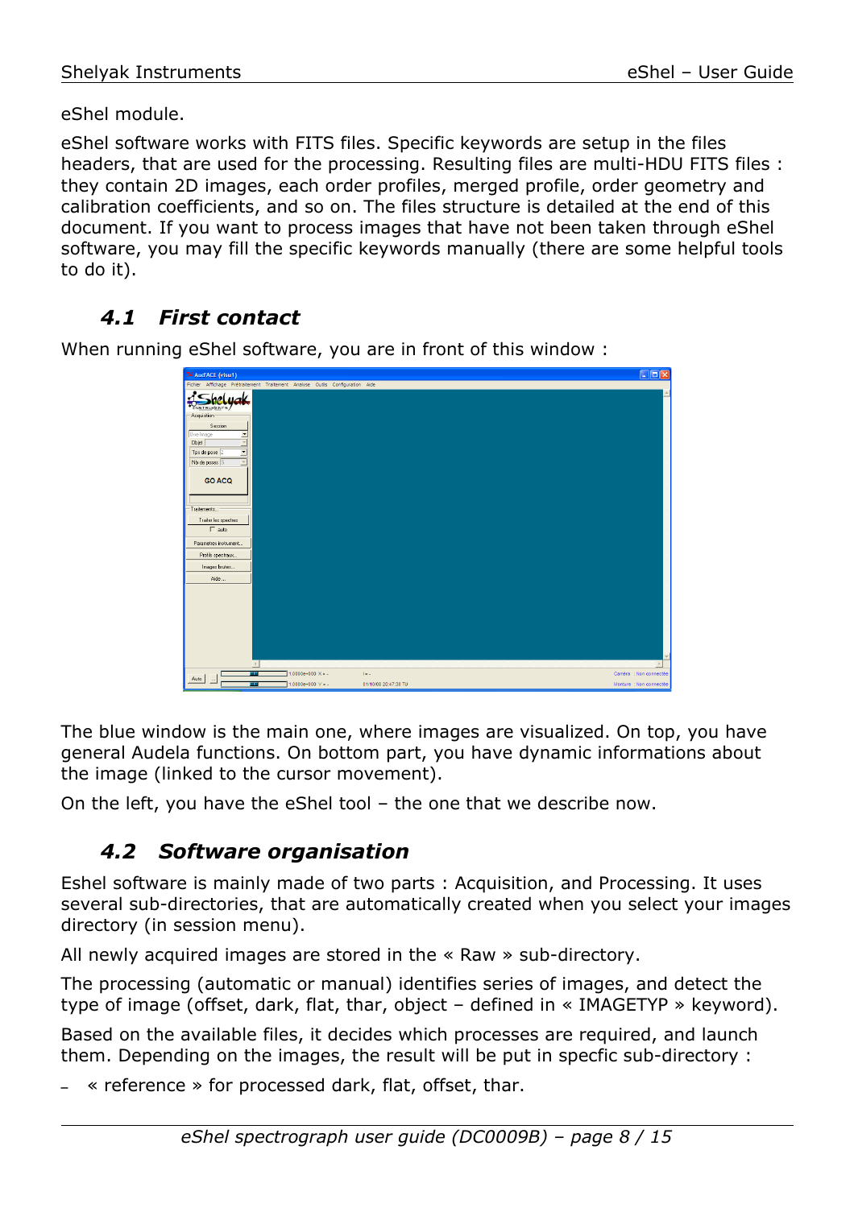eShel module.

eShel software works with FITS files. Specific keywords are setup in the files headers, that are used for the processing. Resulting files are multi-HDU FITS files : they contain 2D images, each order profiles, merged profile, order geometry and calibration coefficients, and so on. The files structure is detailed at the end of this document. If you want to process images that have not been taken through eShel software, you may fill the specific keywords manually (there are some helpful tools to do it).

## *4.1 First contact*

When running eShel software, you are in front of this window :

The blue window is the main one, where images are visualized. On top, you have general Audela functions. On bottom part, you have dynamic informations about the image (linked to the cursor movement).

On the left, you have the eShel tool – the one that we describe now.

## *4.2 Software organisation*

Eshel software is mainly made of two parts : Acquisition, and Processing. It uses several sub-directories, that are automatically created when you select your images directory (in session menu).

All newly acquired images are stored in the « Raw » sub-directory.

The processing (automatic or manual) identifies series of images, and detect the type of image (offset, dark, flat, thar, object – defined in « IMAGETYP » keyword).

Based on the available files, it decides which processes are required, and launch them. Depending on the images, the result will be put in specfic sub-directory :

- « reference » for processed dark, flat, offset, thar.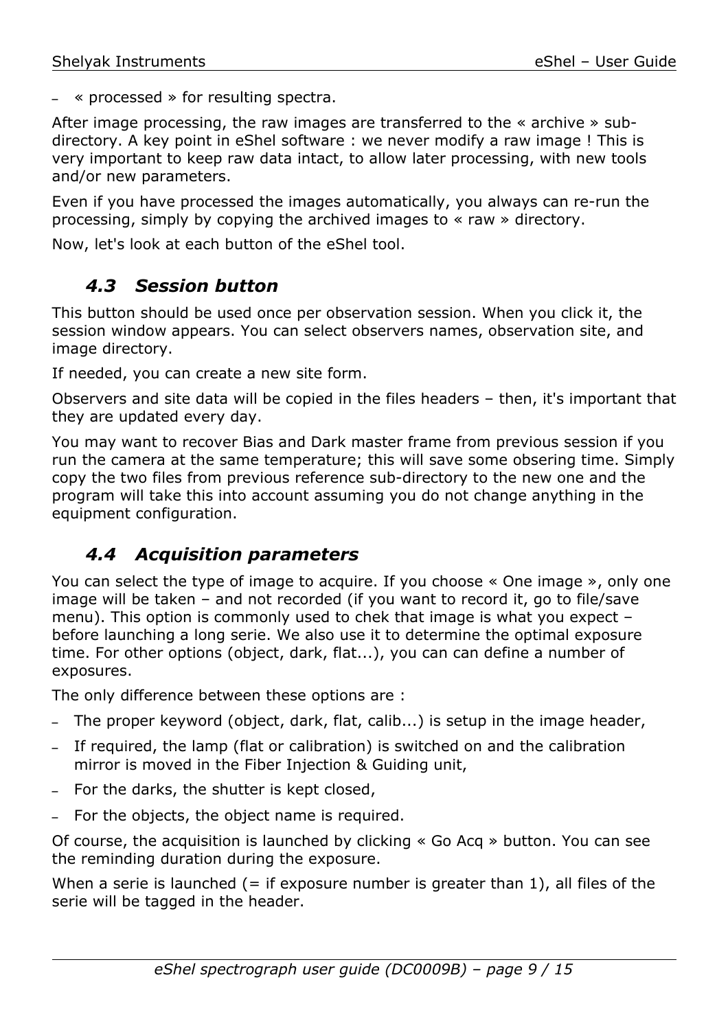- « processed » for resulting spectra.

After image processing, the raw images are transferred to the « archive » sub-directory. A key point in eShel software : we never modify a raw image ! This is very important to keep raw data intact, to allow later processing, with new tools and/or new parameters.

Even if you have processed the images automatically, you always can re-run the processing, simply by copying the archived images to « raw » directory.

Now, let's look at each button of the eShel tool.

## *4.3 Session button*

This button should be used once per observation session. When you click it, the session window appears. You can select observers names, observation site, and image directory.

If needed, you can create a new site form.

Observers and site data will be copied in the files headers – then, it's important that they are updated every day.

You may want to recover Bias and Dark master frame from previous session if you run the camera at the same temperature; this will save some obsering time. Simply copy the two files from previous reference sub-directory to the new one and the program will take this into account assuming you do not change anything in the equipment configuration.

## *4.4 Acquisition parameters*

You can select the type of image to acquire. If you choose « One image », only one image will be taken – and not recorded (if you want to record it, go to file/save menu). This option is commonly used to chek that image is what you expect – before launching a long serie. We also use it to determine the optimal exposure time. For other options (object, dark, flat...), you can can define a number of exposures.

The only difference between these options are :

- The proper keyword (object, dark, flat, calib...) is setup in the image header,
- If required, the lamp (flat or calibration) is switched on and the calibration mirror is moved in the Fiber Injection & Guiding unit,
- For the darks, the shutter is kept closed,
- For the objects, the object name is required.

Of course, the acquisition is launched by clicking « Go Acq » button. You can see the reminding duration during the exposure.

When a serie is launched (= if exposure number is greater than 1), all files of the serie will be tagged in the header.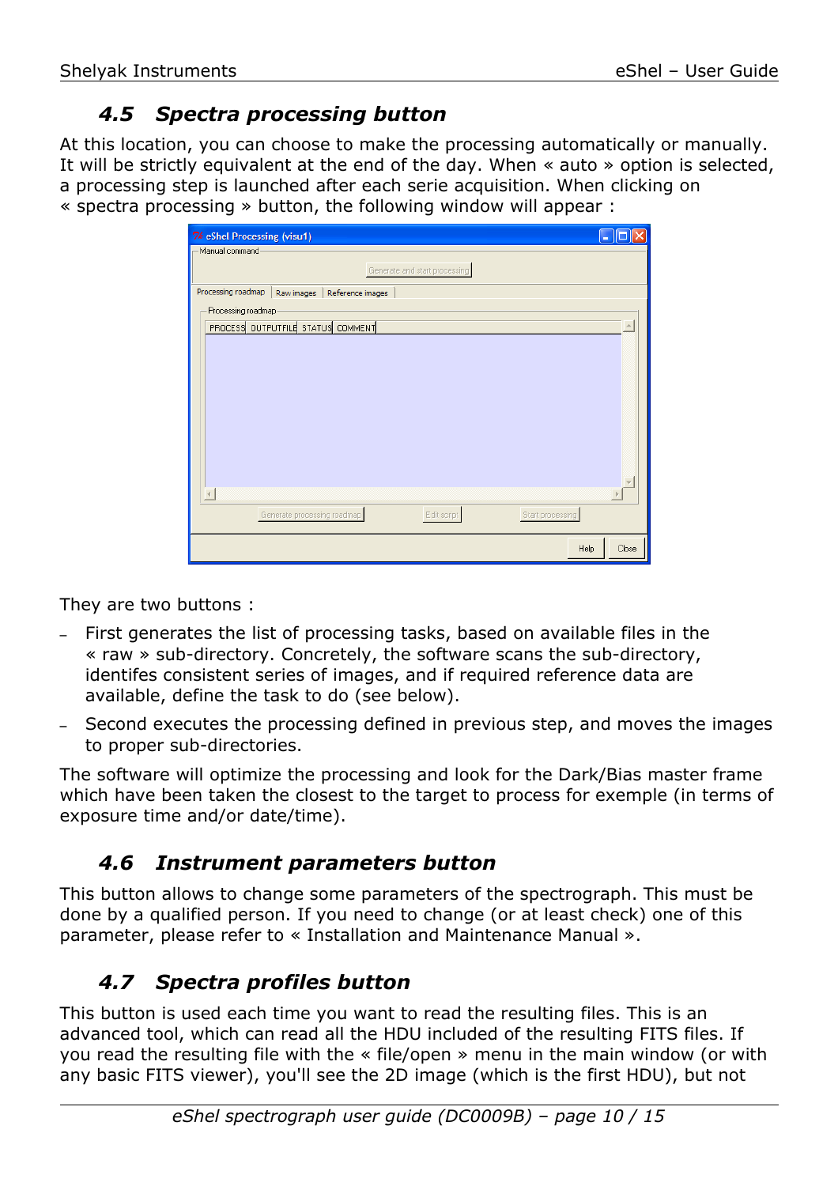## 4.5 Spectra processing button

At this location, you can choose to make the processing automatically or manually. It will be strictly equivalent at the end of the day. When « auto » option is selected, a processing step is launched after each serie acquisition. When clicking on « spectra processing » button, the following window will appear :

They are two buttons :

- First generates the list of processing tasks, based on available files in the « raw » sub-directory. Concretely, the software scans the sub-directory, identifes consistent series of images, and if required reference data are available, define the task to do (see below).
- Second executes the processing defined in previous step, and moves the images to proper sub-directories.

The software will optimize the processing and look for the Dark/Bias master frame which have been taken the closest to the target to process for exemple (in terms of exposure time and/or date/time).

## 4.6 Instrument parameters button

This button allows to change some parameters of the spectrograph. This must be done by a qualified person. If you need to change (or at least check) one of this parameter, please refer to « Installation and Maintenance Manual ».

## 4.7 Spectra profiles button

This button is used each time you want to read the resulting files. This is an advanced tool, which can read all the HDU included of the resulting FITS files. If you read the resulting file with the « file/open » menu in the main window (or with any basic FITS viewer), you'll see the 2D image (which is the first HDU), but not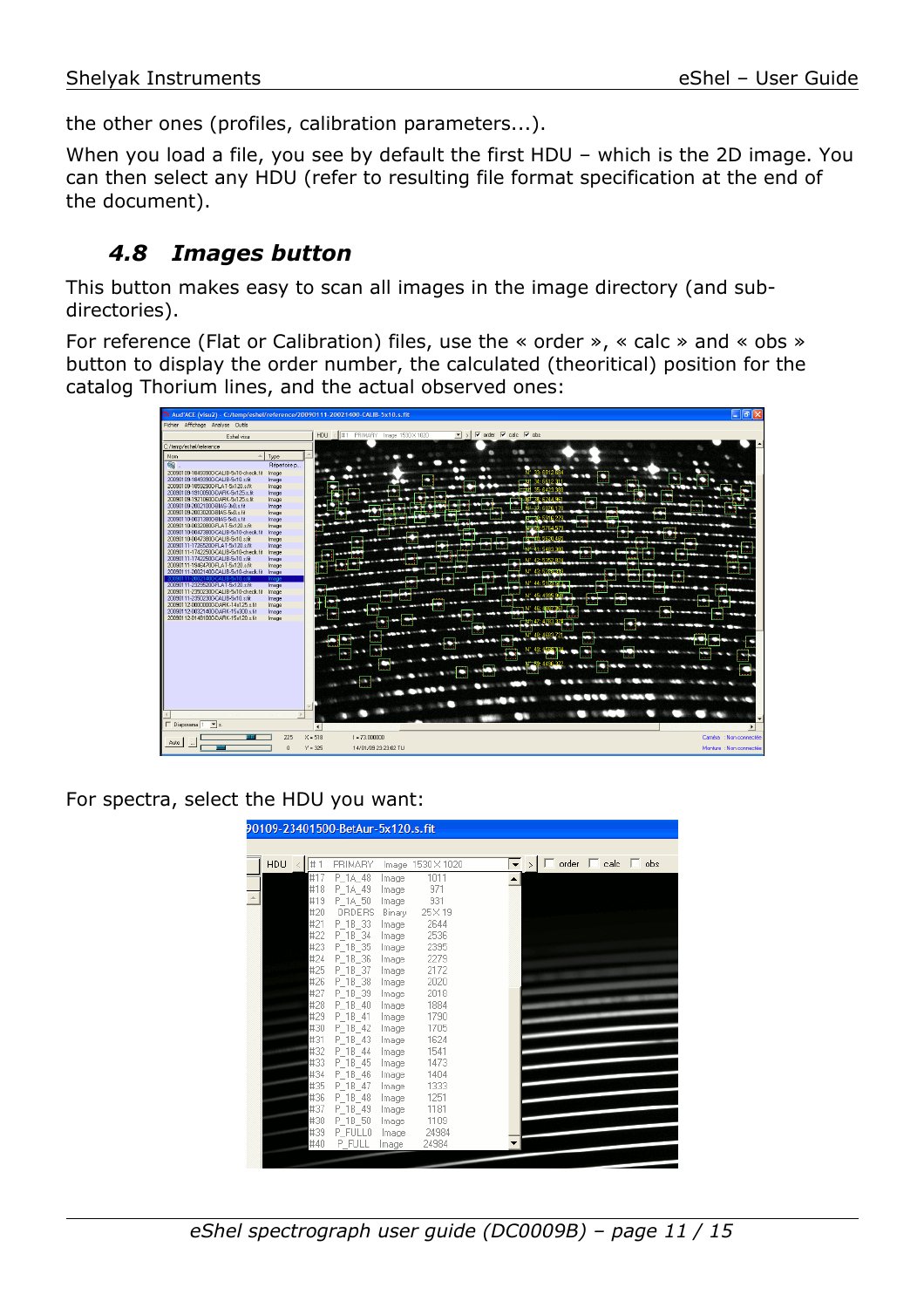the other ones (profiles, calibration parameters...).

When you load a file, you see by default the first HDU – which is the 2D image. You can then select any HDU (refer to resulting file format specification at the end of the document).

## 4.8 Images button

This button makes easy to scan all images in the image directory (and sub-directories).

For reference (Flat or Calibration) files, use the « order », « calc » and « obs » button to display the order number, the calculated (theoritical) position for the catalog Thorium lines, and the actual observed ones:

For spectra, select the HDU you want: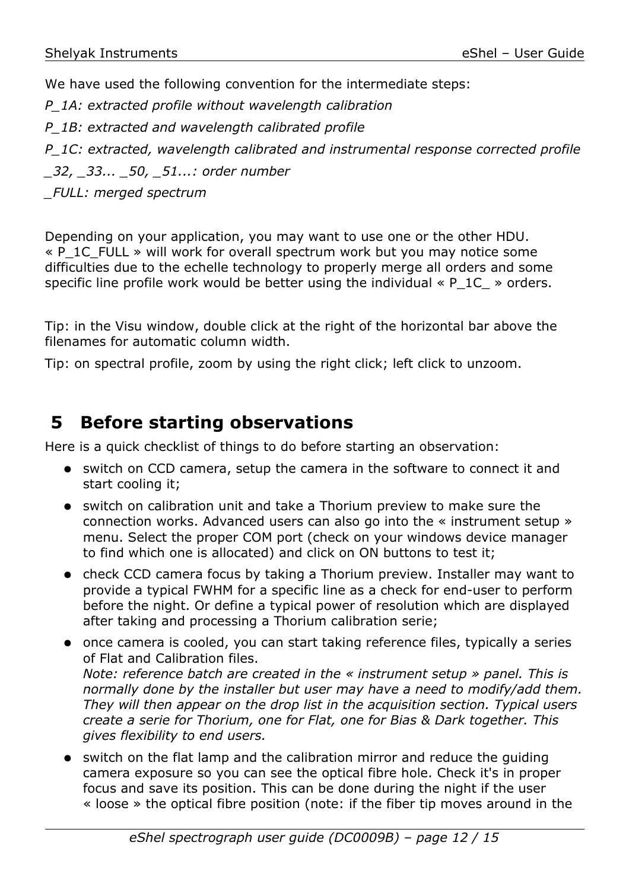We have used the following convention for the intermediate steps:

*P_1A: extracted profile without wavelength calibration*

*P_1B: extracted and wavelength calibrated profile*

*P_1C: extracted, wavelength calibrated and instrumental response corrected profile*

*_32, _33... _50, _51...: order number*

*_FULL: merged spectrum*

Depending on your application, you may want to use one or the other HDU. « P_1C_FULL » will work for overall spectrum work but you may notice some difficulties due to the echelle technology to properly merge all orders and some specific line profile work would be better using the individual « P_1C_ » orders.

Tip: in the Visu window, double click at the right of the horizontal bar above the filenames for automatic column width.

Tip: on spectral profile, zoom by using the right click; left click to unzoom.

# 5 Before starting observations

Here is a quick checklist of things to do before starting an observation:

- switch on CCD camera, setup the camera in the software to connect it and start cooling it;
- switch on calibration unit and take a Thorium preview to make sure the connection works. Advanced users can also go into the « instrument setup » menu. Select the proper COM port (check on your windows device manager to find which one is allocated) and click on ON buttons to test it;
- check CCD camera focus by taking a Thorium preview. Installer may want to provide a typical FWHM for a specific line as a check for end-user to perform before the night. Or define a typical power of resolution which are displayed after taking and processing a Thorium calibration serie;
- once camera is cooled, you can start taking reference files, typically a series of Flat and Calibration files.
  *Note: reference batch are created in the « instrument setup » panel. This is normally done by the installer but user may have a need to modify/add them. They will then appear on the drop list in the acquisition section. Typical users create a serie for Thorium, one for Flat, one for Bias & Dark together. This gives flexibility to end users.*
- switch on the flat lamp and the calibration mirror and reduce the guiding camera exposure so you can see the optical fibre hole. Check it's in proper focus and save its position. This can be done during the night if the user « loose » the optical fibre position (note: if the fiber tip moves around in the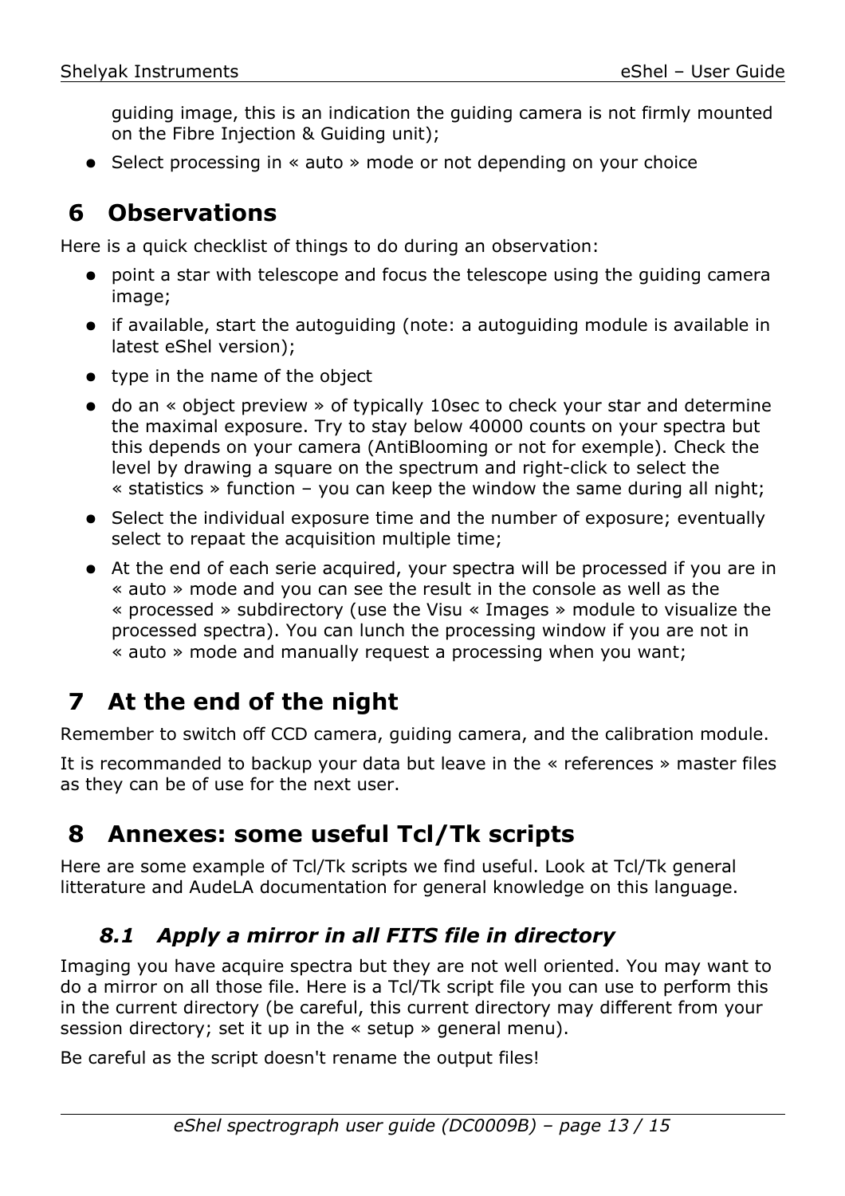guiding image, this is an indication the guiding camera is not firmly mounted on the Fibre Injection & Guiding unit);

- Select processing in « auto » mode or not depending on your choice

# 6 Observations

Here is a quick checklist of things to do during an observation:

- point a star with telescope and focus the telescope using the guiding camera image;
- if available, start the autoguiding (note: a autoguiding module is available in latest eShel version);
- type in the name of the object
- do an « object preview » of typically 10sec to check your star and determine the maximal exposure. Try to stay below 40000 counts on your spectra but this depends on your camera (AntiBlooming or not for exemple). Check the level by drawing a square on the spectrum and right-click to select the « statistics » function – you can keep the window the same during all night;
- Select the individual exposure time and the number of exposure; eventually select to repaat the acquisition multiple time;
- At the end of each serie acquired, your spectra will be processed if you are in « auto » mode and you can see the result in the console as well as the « processed » subdirectory (use the Visu « Images » module to visualize the processed spectra). You can lunch the processing window if you are not in « auto » mode and manually request a processing when you want;

# 7 At the end of the night

Remember to switch off CCD camera, guiding camera, and the calibration module.

It is recommanded to backup your data but leave in the « references » master files as they can be of use for the next user.

# 8 Annexes: some useful Tcl/Tk scripts

Here are some example of Tcl/Tk scripts we find useful. Look at Tcl/Tk general litterature and AudeLA documentation for general knowledge on this language.

## *8.1 Apply a mirror in all FITS file in directory*

Imaging you have acquire spectra but they are not well oriented. You may want to do a mirror on all those file. Here is a Tcl/Tk script file you can use to perform this in the current directory (be careful, this current directory may different from your session directory; set it up in the « setup » general menu).

Be careful as the script doesn't rename the output files!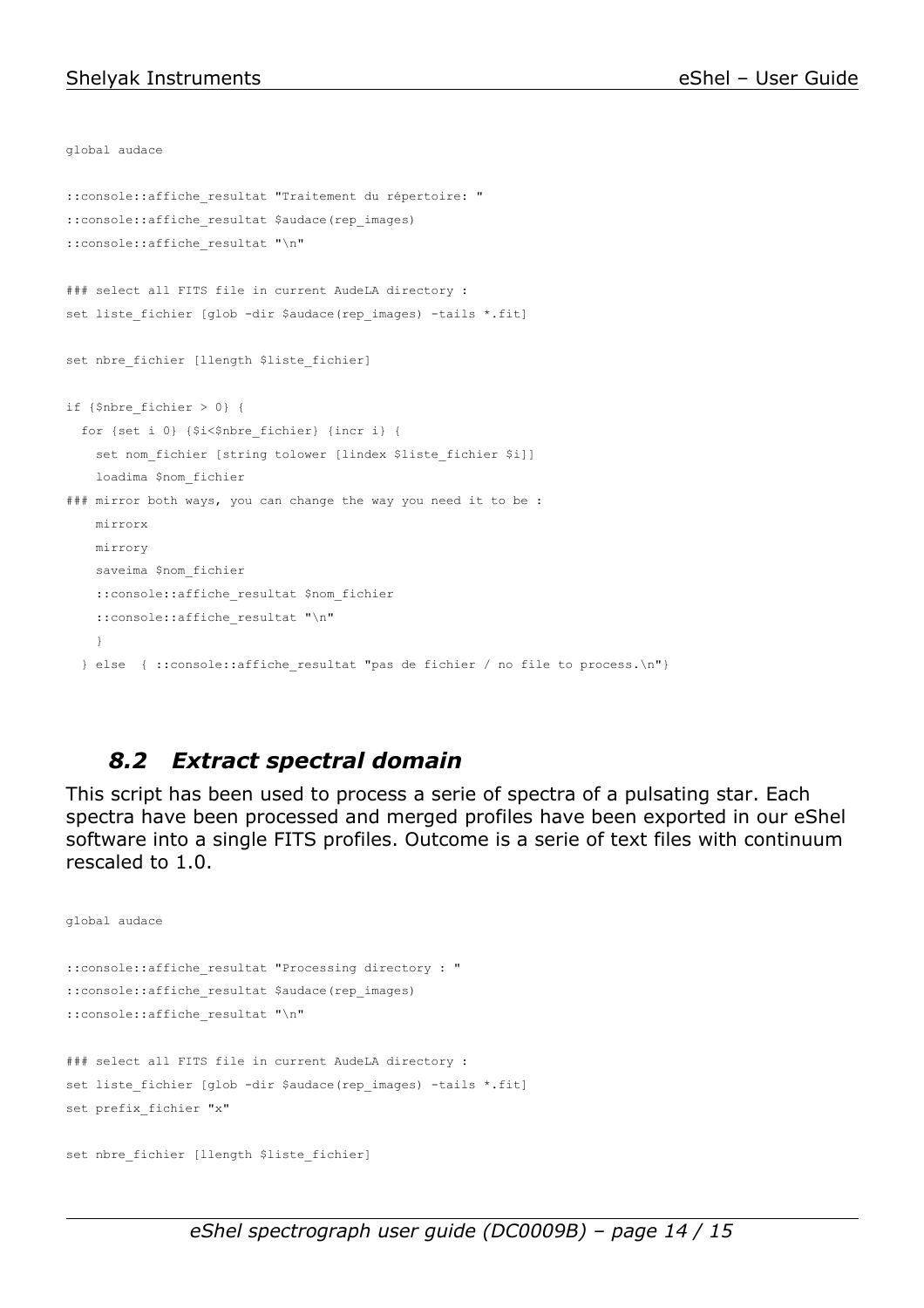```
global audace

::console::affiche_resultat "Traitement du répertoire: "
::console::affiche_resultat $audace(rep_images)
::console::affiche_resultat "\n"

### select all FITS file in current AudeLA directory :
set liste_fichier [glob -dir $audace(rep_images) -tails *.fit]

set nbre_fichier [llength $liste_fichier]

if {$nbre_fichier > 0} {
  for {set i 0} {$i<$nbre_fichier} {incr i} {
    set nom_fichier [string tolower [lindex $liste_fichier $i]]
    loadima $nom_fichier
### mirror both ways, you can change the way you need it to be :
    mirrorx
    mirrory
    saveima $nom_fichier
    ::console::affiche_resultat $nom_fichier
    ::console::affiche_resultat "\n"
    }
  } else  { ::console::affiche_resultat "pas de fichier / no file to process.\n"}
```

## *8.2 Extract spectral domain*

This script has been used to process a serie of spectra of a pulsating star. Each spectra have been processed and merged profiles have been exported in our eShel software into a single FITS profiles. Outcome is a serie of text files with continuum rescaled to 1.0.

```
global audace

::console::affiche_resultat "Processing directory : "
::console::affiche_resultat $audace(rep_images)
::console::affiche_resultat "\n"

### select all FITS file in current AudeLA directory :
set liste_fichier [glob -dir $audace(rep_images) -tails *.fit]
set prefix_fichier "x"

set nbre_fichier [llength $liste_fichier]
```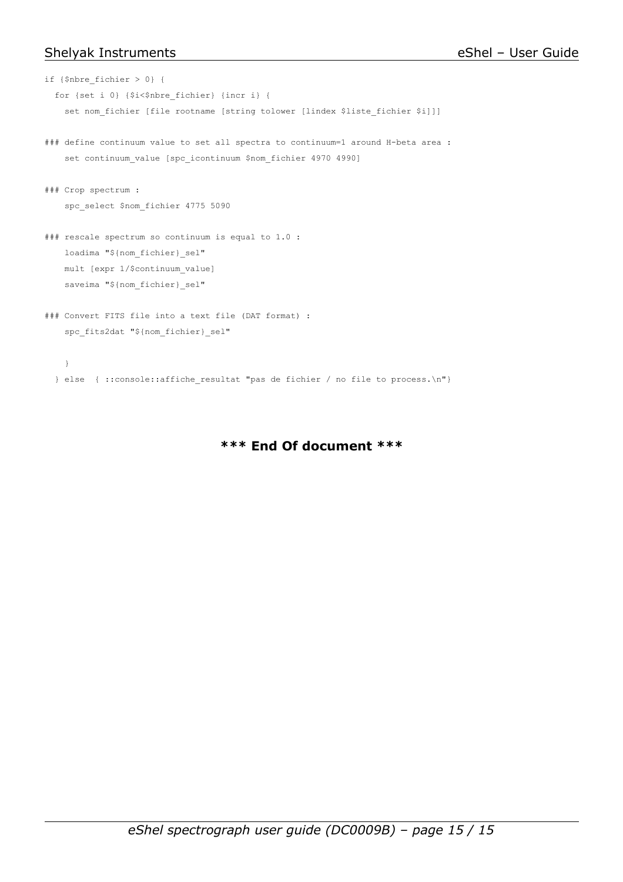```
if {$nbre_fichier > 0} {
  for {set i 0} {$i<$nbre_fichier} {incr i} {
    set nom_fichier [file rootname [string tolower [lindex $liste_fichier $i]]]

### define continuum value to set all spectra to continuum=1 around H-beta area :
    set continuum_value [spc_icontinuum $nom_fichier 4970 4990]

### Crop spectrum :
    spc_select $nom_fichier 4775 5090

### rescale spectrum so continuum is equal to 1.0 :
    loadima "${nom_fichier}_sel"
    mult [expr 1/$continuum_value]
    saveima "${nom_fichier}_sel"

### Convert FITS file into a text file (DAT format) :
    spc_fits2dat "${nom_fichier}_sel"

    }
  } else  { ::console::affiche_resultat "pas de fichier / no file to process.\n"}
```

**\*\*\* End Of document \*\*\***